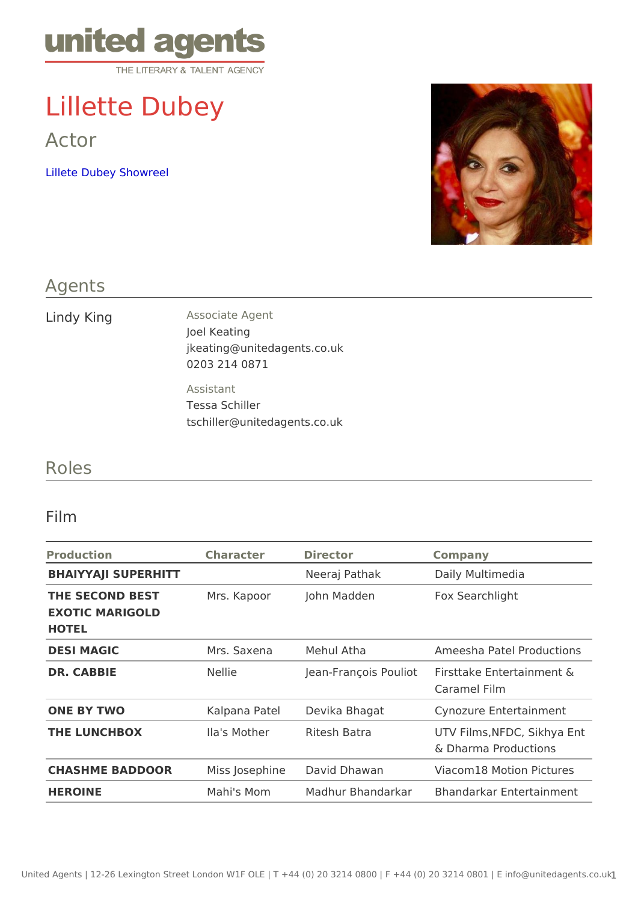united agents
THE LITERARY & TALENT AGENCY

# Lillette Dubey

## Actor

Lillete Dubey Showreel

## Agents

Lindy King

Associate Agent
Joel Keating
jkeating@unitedagents.co.uk
0203 214 0871

Assistant
Tessa Schiller
tschiller@unitedagents.co.uk

## Roles

### Film

| Production | Character | Director | Company |
|---|---|---|---|
| **BHAIYYAJI SUPERHITT** | | Neeraj Pathak | Daily Multimedia |
| **THE SECOND BEST EXOTIC MARIGOLD HOTEL** | Mrs. Kapoor | John Madden | Fox Searchlight |
| **DESI MAGIC** | Mrs. Saxena | Mehul Atha | Ameesha Patel Productions |
| **DR. CABBIE** | Nellie | Jean-François Pouliot | Firsttake Entertainment & Caramel Film |
| **ONE BY TWO** | Kalpana Patel | Devika Bhagat | Cynozure Entertainment |
| **THE LUNCHBOX** | Ila's Mother | Ritesh Batra | UTV Films,NFDC, Sikhya Ent & Dharma Productions |
| **CHASHME BADDOOR** | Miss Josephine | David Dhawan | Viacom18 Motion Pictures |
| **HEROINE** | Mahi's Mom | Madhur Bhandarkar | Bhandarkar Entertainment |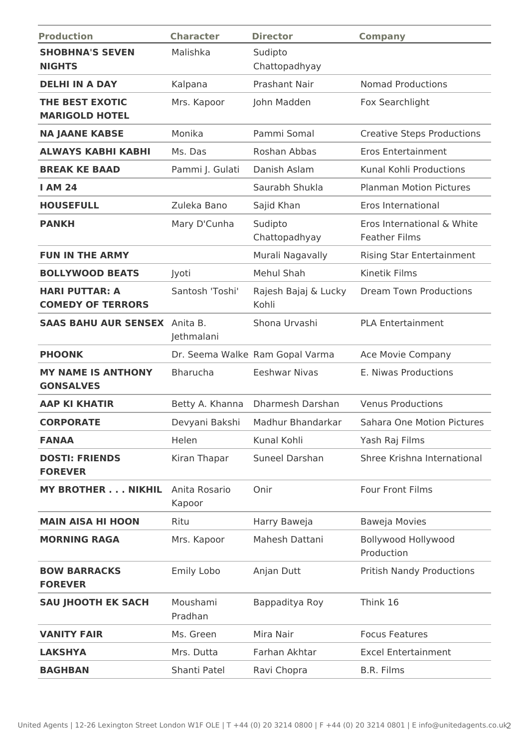| Production | Character | Director | Company |
| --- | --- | --- | --- |
| **SHOBHNA'S SEVEN NIGHTS** | Malishka | Sudipto Chattopadhyay | |
| **DELHI IN A DAY** | Kalpana | Prashant Nair | Nomad Productions |
| **THE BEST EXOTIC MARIGOLD HOTEL** | Mrs. Kapoor | John Madden | Fox Searchlight |
| **NA JAANE KABSE** | Monika | Pammi Somal | Creative Steps Productions |
| **ALWAYS KABHI KABHI** | Ms. Das | Roshan Abbas | Eros Entertainment |
| **BREAK KE BAAD** | Pammi J. Gulati | Danish Aslam | Kunal Kohli Productions |
| **I AM 24** | | Saurabh Shukla | Planman Motion Pictures |
| **HOUSEFULL** | Zuleka Bano | Sajid Khan | Eros International |
| **PANKH** | Mary D'Cunha | Sudipto Chattopadhyay | Eros International & White Feather Films |
| **FUN IN THE ARMY** | | Murali Nagavally | Rising Star Entertainment |
| **BOLLYWOOD BEATS** | Jyoti | Mehul Shah | Kinetik Films |
| **HARI PUTTAR: A COMEDY OF TERRORS** | Santosh 'Toshi' | Rajesh Bajaj & Lucky Kohli | Dream Town Productions |
| **SAAS BAHU AUR SENSEX** | Anita B. Jethmalani | Shona Urvashi | PLA Entertainment |
| **PHOONK** | Dr. Seema Walke | Ram Gopal Varma | Ace Movie Company |
| **MY NAME IS ANTHONY GONSALVES** | Bharucha | Eeshwar Nivas | E. Niwas Productions |
| **AAP KI KHATIR** | Betty A. Khanna | Dharmesh Darshan | Venus Productions |
| **CORPORATE** | Devyani Bakshi | Madhur Bhandarkar | Sahara One Motion Pictures |
| **FANAA** | Helen | Kunal Kohli | Yash Raj Films |
| **DOSTI: FRIENDS FOREVER** | Kiran Thapar | Suneel Darshan | Shree Krishna International |
| **MY BROTHER . . . NIKHIL** | Anita Rosario Kapoor | Onir | Four Front Films |
| **MAIN AISA HI HOON** | Ritu | Harry Baweja | Baweja Movies |
| **MORNING RAGA** | Mrs. Kapoor | Mahesh Dattani | Bollywood Hollywood Production |
| **BOW BARRACKS FOREVER** | Emily Lobo | Anjan Dutt | Pritish Nandy Productions |
| **SAU JHOOTH EK SACH** | Moushami Pradhan | Bappaditya Roy | Think 16 |
| **VANITY FAIR** | Ms. Green | Mira Nair | Focus Features |
| **LAKSHYA** | Mrs. Dutta | Farhan Akhtar | Excel Entertainment |
| **BAGHBAN** | Shanti Patel | Ravi Chopra | B.R. Films |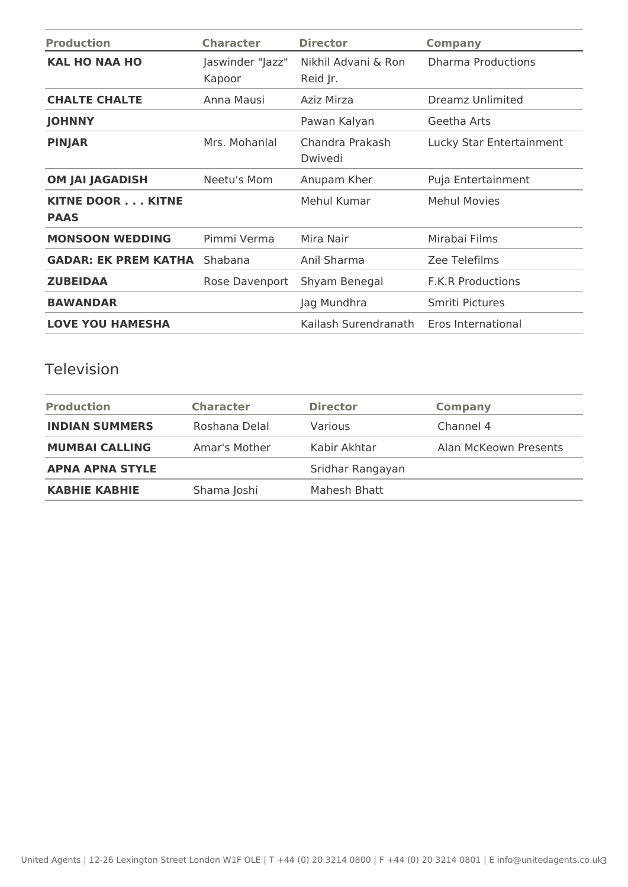| Production | Character | Director | Company |
|---|---|---|---|
| **KAL HO NAA HO** | Jaswinder "Jazz" Kapoor | Nikhil Advani & Ron Reid Jr. | Dharma Productions |
| **CHALTE CHALTE** | Anna Mausi | Aziz Mirza | Dreamz Unlimited |
| **JOHNNY** | | Pawan Kalyan | Geetha Arts |
| **PINJAR** | Mrs. Mohanlal | Chandra Prakash Dwivedi | Lucky Star Entertainment |
| **OM JAI JAGADISH** | Neetu's Mom | Anupam Kher | Puja Entertainment |
| **KITNE DOOR . . . KITNE PAAS** | | Mehul Kumar | Mehul Movies |
| **MONSOON WEDDING** | Pimmi Verma | Mira Nair | Mirabai Films |
| **GADAR: EK PREM KATHA** | Shabana | Anil Sharma | Zee Telefilms |
| **ZUBEIDAA** | Rose Davenport | Shyam Benegal | F.K.R Productions |
| **BAWANDAR** | | Jag Mundhra | Smriti Pictures |
| **LOVE YOU HAMESHA** | | Kailash Surendranath | Eros International |

## Television

| Production | Character | Director | Company |
|---|---|---|---|
| **INDIAN SUMMERS** | Roshana Delal | Various | Channel 4 |
| **MUMBAI CALLING** | Amar's Mother | Kabir Akhtar | Alan McKeown Presents |
| **APNA APNA STYLE** | | Sridhar Rangayan | |
| **KABHIE KABHIE** | Shama Joshi | Mahesh Bhatt | |